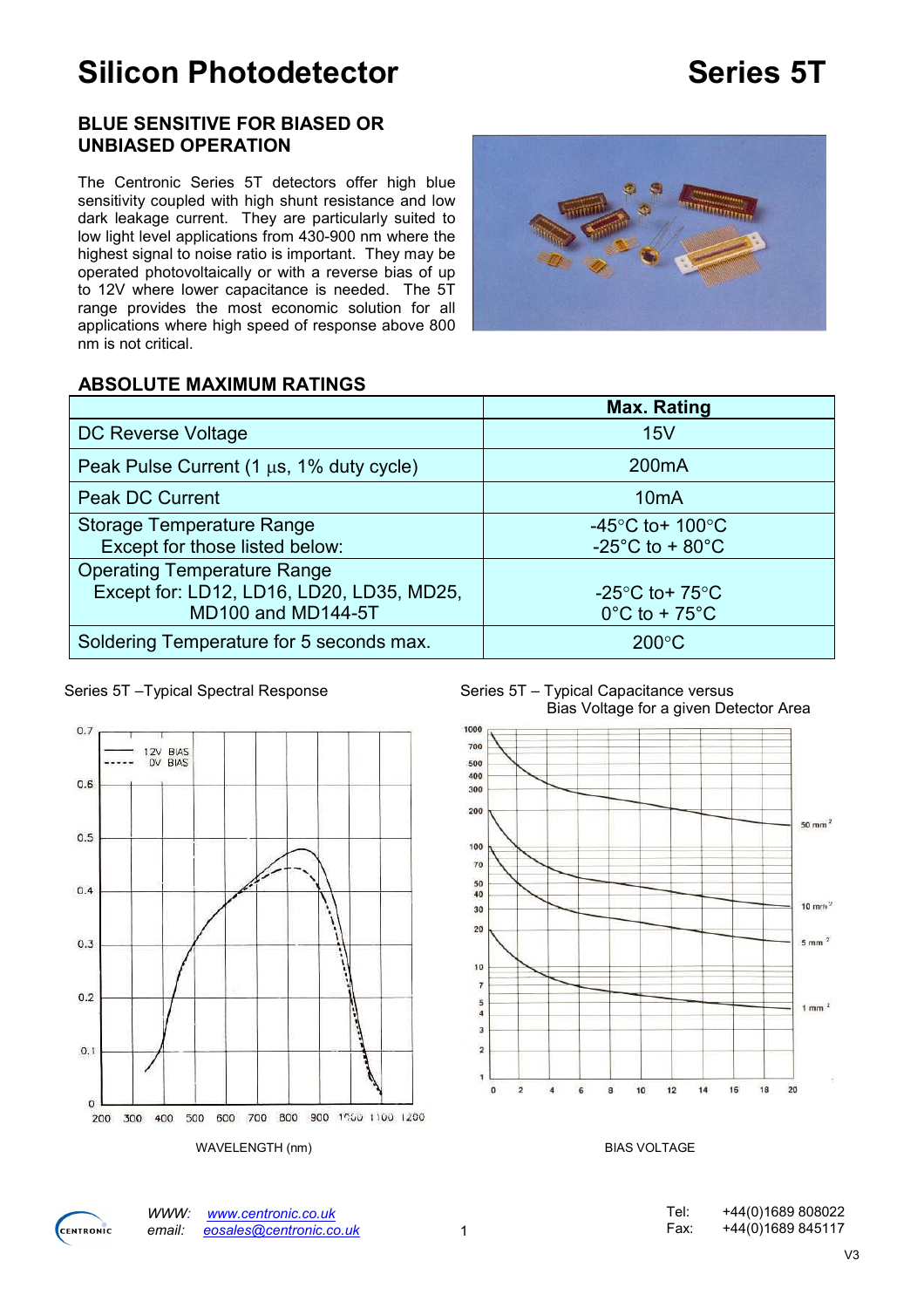# Silicon Photodetector

# Series 5T

## BLUE SENSITIVE FOR BIASED OR UNBIASED OPERATION

The Centronic Series 5T detectors offer high blue sensitivity coupled with high shunt resistance and low dark leakage current. They are particularly suited to low light level applications from 430-900 nm where the highest signal to noise ratio is important. They may be operated photovoltaically or with a reverse bias of up to 12V where lower capacitance is needed. The 5T range provides the most economic solution for all applications where high speed of response above 800 nm is not critical.

## ABSOLUTE MAXIMUM RATINGS

| | Max. Rating |
|---|---|
| DC Reverse Voltage | 15V |
| Peak Pulse Current (1 µs, 1% duty cycle) | 200mA |
| Peak DC Current | 10mA |
| Storage Temperature Range<br>Except for those listed below: | -45°C to+ 100°C<br>-25°C to + 80°C |
| Operating Temperature Range<br>Except for: LD12, LD16, LD20, LD35, MD25, MD100 and MD144-5T | -25°C to+ 75°C<br>0°C to + 75°C |
| Soldering Temperature for 5 seconds max. | 200°C |

Series 5T –Typical Spectral Response

WAVELENGTH (nm)

Series 5T – Typical Capacitance versus Bias Voltage for a given Detector Area

BIAS VOLTAGE

WWW: www.centronic.co.uk
email: eosales@centronic.co.uk

Tel: +44(0)1689 808022
Fax: +44(0)1689 845117

V3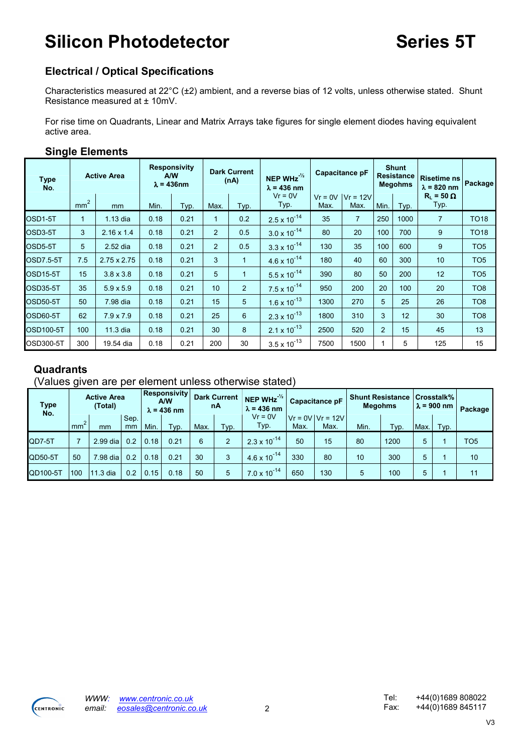# Silicon Photodetector — Series 5T

## Electrical / Optical Specifications

Characteristics measured at 22°C (±2) ambient, and a reverse bias of 12 volts, unless otherwise stated. Shunt Resistance measured at ± 10mV.

For rise time on Quadrants, Linear and Matrix Arrays take figures for single element diodes having equivalent active area.

### Single Elements

| Type No. | Active Area | | Responsivity A/W $\lambda$ = 436nm | | Dark Current (nA) | | NEP $WHz^{-1/2}$ $\lambda$ = 436 nm Vr = 0V | Capacitance pF | | Shunt Resistance Megohms | | Risetime ns $\lambda$ = 820 nm $R_L$ = 50 Ω | Package |
|---|---|---|---|---|---|---|---|---|---|---|---|---|---|
| | $mm^2$ | mm | Min. | Typ. | Max. | Typ. | Typ. | Vr = 0V Max. | Vr = 12V Max. | Min. | Typ. | Typ. | |
| OSD1-5T | 1 | 1.13 dia | 0.18 | 0.21 | 1 | 0.2 | $2.5 \times 10^{-14}$ | 35 | 7 | 250 | 1000 | 7 | TO18 |
| OSD3-5T | 3 | 2.16 x 1.4 | 0.18 | 0.21 | 2 | 0.5 | $3.0 \times 10^{-14}$ | 80 | 20 | 100 | 700 | 9 | TO18 |
| OSD5-5T | 5 | 2.52 dia | 0.18 | 0.21 | 2 | 0.5 | $3.3 \times 10^{-14}$ | 130 | 35 | 100 | 600 | 9 | TO5 |
| OSD7.5-5T | 7.5 | 2.75 x 2.75 | 0.18 | 0.21 | 3 | 1 | $4.6 \times 10^{-14}$ | 180 | 40 | 60 | 300 | 10 | TO5 |
| OSD15-5T | 15 | 3.8 x 3.8 | 0.18 | 0.21 | 5 | 1 | $5.5 \times 10^{-14}$ | 390 | 80 | 50 | 200 | 12 | TO5 |
| OSD35-5T | 35 | 5.9 x 5.9 | 0.18 | 0.21 | 10 | 2 | $7.5 \times 10^{-14}$ | 950 | 200 | 20 | 100 | 20 | TO8 |
| OSD50-5T | 50 | 7.98 dia | 0.18 | 0.21 | 15 | 5 | $1.6 \times 10^{-13}$ | 1300 | 270 | 5 | 25 | 26 | TO8 |
| OSD60-5T | 62 | 7.9 x 7.9 | 0.18 | 0.21 | 25 | 6 | $2.3 \times 10^{-13}$ | 1800 | 310 | 3 | 12 | 30 | TO8 |
| OSD100-5T | 100 | 11.3 dia | 0.18 | 0.21 | 30 | 8 | $2.1 \times 10^{-13}$ | 2500 | 520 | 2 | 15 | 45 | 13 |
| OSD300-5T | 300 | 19.54 dia | 0.18 | 0.21 | 200 | 30 | $3.5 \times 10^{-13}$ | 7500 | 1500 | 1 | 5 | 125 | 15 |

### Quadrants

(Values given are per element unless otherwise stated)

| Type No. | Active Area (Total) | | | Responsivity A/W $\lambda$ = 436 nm | | Dark Current nA | | NEP $WHz^{-1/2}$ $\lambda$ = 436 nm Vr = 0V | Capacitance pF | | Shunt Resistance Megohms | | Crosstalk% $\lambda$ = 900 nm | | Package |
|---|---|---|---|---|---|---|---|---|---|---|---|---|---|---|---|
| | $mm^2$ | mm | Sep. mm | Min. | Typ. | Max. | Typ. | Typ. | Vr = 0V Max. | Vr = 12V Max. | Min. | Typ. | Max. | Typ. | |
| QD7-5T | 7 | 2.99 dia | 0.2 | 0.18 | 0.21 | 6 | 2 | $2.3 \times 10^{-14}$ | 50 | 15 | 80 | 1200 | 5 | 1 | TO5 |
| QD50-5T | 50 | 7.98 dia | 0.2 | 0.18 | 0.21 | 30 | 3 | $4.6 \times 10^{-14}$ | 330 | 80 | 10 | 300 | 5 | 1 | 10 |
| QD100-5T | 100 | 11.3 dia | 0.2 | 0.15 | 0.18 | 50 | 5 | $7.0 \times 10^{-14}$ | 650 | 130 | 5 | 100 | 5 | 1 | 11 |

*WWW:* www.centronic.co.uk
*email:* eosales@centronic.co.uk

Tel: +44(0)1689 808022
Fax: +44(0)1689 845117

V3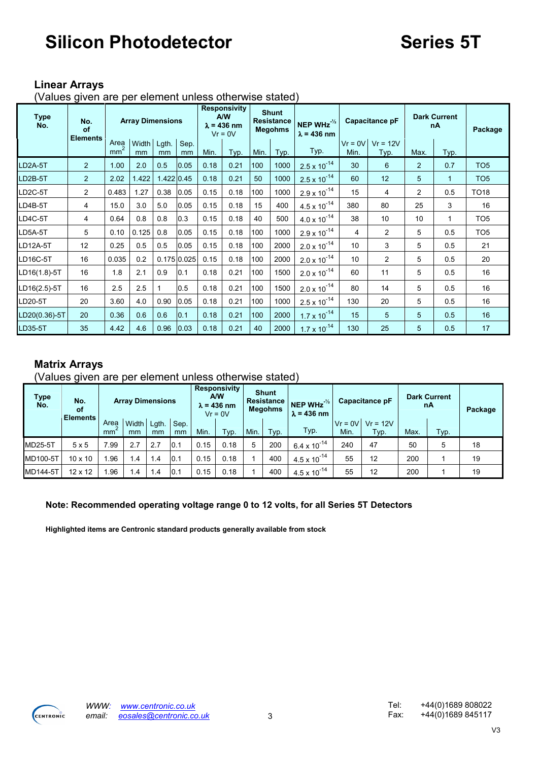# Silicon Photodetector

# Series 5T

## Linear Arrays

(Values given are per element unless otherwise stated)

| Type No. | No. of Elements | Array Dimensions | | | | Responsivity A/W λ = 436 nm Vr = 0V | | Shunt Resistance Megohms | | NEP $WHz^{-1/2}$ λ = 436 nm | Capacitance pF | | Dark Current nA | | Package |
|---|---|---|---|---|---|---|---|---|---|---|---|---|---|---|---|
| | | Area $mm^2$ | Width mm | Lgth. mm | Sep. mm | Min. | Typ. | Min. | Typ. | Typ. | Vr = 0V Min. | Vr = 12V Typ. | Max. | Typ. | |
| LD2A-5T | 2 | 1.00 | 2.0 | 0.5 | 0.05 | 0.18 | 0.21 | 100 | 1000 | $2.5 \times 10^{-14}$ | 30 | 6 | 2 | 0.7 | TO5 |
| LD2B-5T | 2 | 2.02 | 1.422 | 1.422 | 0.45 | 0.18 | 0.21 | 50 | 1000 | $2.5 \times 10^{-14}$ | 60 | 12 | 5 | 1 | TO5 |
| LD2C-5T | 2 | 0.483 | 1.27 | 0.38 | 0.05 | 0.15 | 0.18 | 100 | 1000 | $2.9 \times 10^{-14}$ | 15 | 4 | 2 | 0.5 | TO18 |
| LD4B-5T | 4 | 15.0 | 3.0 | 5.0 | 0.05 | 0.15 | 0.18 | 15 | 400 | $4.5 \times 10^{-14}$ | 380 | 80 | 25 | 3 | 16 |
| LD4C-5T | 4 | 0.64 | 0.8 | 0.8 | 0.3 | 0.15 | 0.18 | 40 | 500 | $4.0 \times 10^{-14}$ | 38 | 10 | 10 | 1 | TO5 |
| LD5A-5T | 5 | 0.10 | 0.125 | 0.8 | 0.05 | 0.15 | 0.18 | 100 | 1000 | $2.9 \times 10^{-14}$ | 4 | 2 | 5 | 0.5 | TO5 |
| LD12A-5T | 12 | 0.25 | 0.5 | 0.5 | 0.05 | 0.15 | 0.18 | 100 | 2000 | $2.0 \times 10^{-14}$ | 10 | 3 | 5 | 0.5 | 21 |
| LD16C-5T | 16 | 0.035 | 0.2 | 0.175 | 0.025 | 0.15 | 0.18 | 100 | 2000 | $2.0 \times 10^{-14}$ | 10 | 2 | 5 | 0.5 | 20 |
| LD16(1.8)-5T | 16 | 1.8 | 2.1 | 0.9 | 0.1 | 0.18 | 0.21 | 100 | 1500 | $2.0 \times 10^{-14}$ | 60 | 11 | 5 | 0.5 | 16 |
| LD16(2.5)-5T | 16 | 2.5 | 2.5 | 1 | 0.5 | 0.18 | 0.21 | 100 | 1500 | $2.0 \times 10^{-14}$ | 80 | 14 | 5 | 0.5 | 16 |
| LD20-5T | 20 | 3.60 | 4.0 | 0.90 | 0.05 | 0.18 | 0.21 | 100 | 1000 | $2.5 \times 10^{-14}$ | 130 | 20 | 5 | 0.5 | 16 |
| LD20(0.36)-5T | 20 | 0.36 | 0.6 | 0.6 | 0.1 | 0.18 | 0.21 | 100 | 2000 | $1.7 \times 10^{-14}$ | 15 | 5 | 5 | 0.5 | 16 |
| LD35-5T | 35 | 4.42 | 4.6 | 0.96 | 0.03 | 0.18 | 0.21 | 40 | 2000 | $1.7 \times 10^{-14}$ | 130 | 25 | 5 | 0.5 | 17 |

## Matrix Arrays

(Values given are per element unless otherwise stated)

| Type No. | No. of Elements | Array Dimensions | | | | Responsivity A/W λ = 436 nm Vr = 0V | | Shunt Resistance Megohms | | NEP $WHz^{-1/2}$ λ = 436 nm | Capacitance pF | | Dark Current nA | | Package |
|---|---|---|---|---|---|---|---|---|---|---|---|---|---|---|---|
| | | Area $mm^2$ | Width mm | Lgth. mm | Sep. mm | Min. | Typ. | Min. | Typ. | Typ. | Vr = 0V Min. | Vr = 12V Typ. | Max. | Typ. | |
| MD25-5T | 5 x 5 | 7.99 | 2.7 | 2.7 | 0.1 | 0.15 | 0.18 | 5 | 200 | $6.4 \times 10^{-14}$ | 240 | 47 | 50 | 5 | 18 |
| MD100-5T | 10 x 10 | 1.96 | 1.4 | 1.4 | 0.1 | 0.15 | 0.18 | 1 | 400 | $4.5 \times 10^{-14}$ | 55 | 12 | 200 | 1 | 19 |
| MD144-5T | 12 x 12 | 1.96 | 1.4 | 1.4 | 0.1 | 0.15 | 0.18 | 1 | 400 | $4.5 \times 10^{-14}$ | 55 | 12 | 200 | 1 | 19 |

**Note: Recommended operating voltage range 0 to 12 volts, for all Series 5T Detectors**

**Highlighted items are Centronic standard products generally available from stock**

*WWW:* www.centronic.co.uk
*email:* eosales@centronic.co.uk

Tel: +44(0)1689 808022
Fax: +44(0)1689 845117

V3